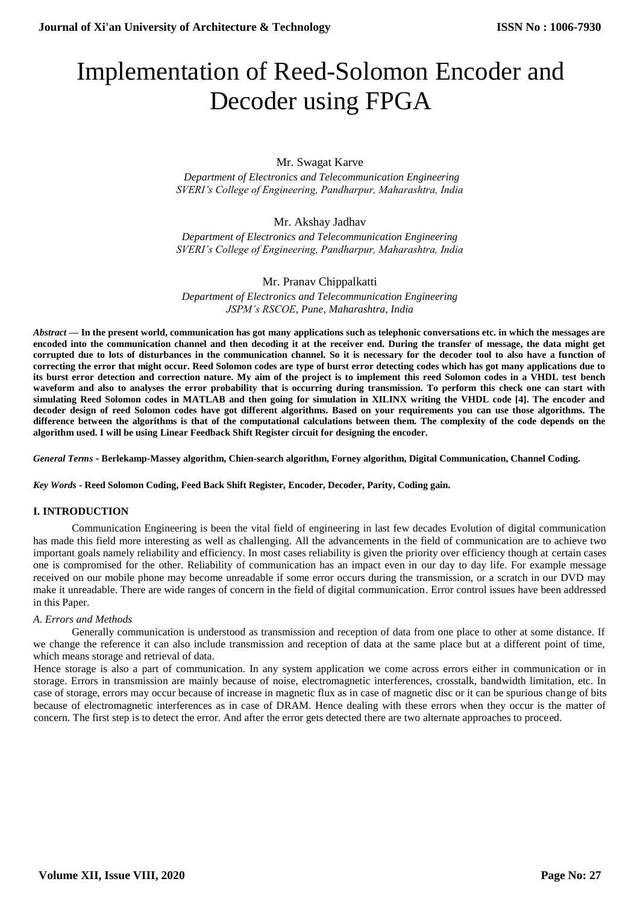# Implementation of Reed-Solomon Encoder and Decoder using FPGA

Mr. Swagat Karve

*Department of Electronics and Telecommunication Engineering*
*SVERI's College of Engineering, Pandharpur, Maharashtra, India*

Mr. Akshay Jadhav

*Department of Electronics and Telecommunication Engineering*
*SVERI's College of Engineering, Pandharpur, Maharashtra, India*

Mr. Pranav Chippalkatti

*Department of Electronics and Telecommunication Engineering*
*JSPM's RSCOE, Pune, Maharashtra, India*

***Abstract* — In the present world, communication has got many applications such as telephonic conversations etc. in which the messages are encoded into the communication channel and then decoding it at the receiver end. During the transfer of message, the data might get corrupted due to lots of disturbances in the communication channel. So it is necessary for the decoder tool to also have a function of correcting the error that might occur. Reed Solomon codes are type of burst error detecting codes which has got many applications due to its burst error detection and correction nature. My aim of the project is to implement this reed Solomon codes in a VHDL test bench waveform and also to analyses the error probability that is occurring during transmission. To perform this check one can start with simulating Reed Solomon codes in MATLAB and then going for simulation in XILINX writing the VHDL code [4]. The encoder and decoder design of reed Solomon codes have got different algorithms. Based on your requirements you can use those algorithms. The difference between the algorithms is that of the computational calculations between them. The complexity of the code depends on the algorithm used. I will be using Linear Feedback Shift Register circuit for designing the encoder.**

***General Terms* - Berlekamp-Massey algorithm, Chien-search algorithm, Forney algorithm, Digital Communication, Channel Coding.**

***Key Words* - Reed Solomon Coding, Feed Back Shift Register, Encoder, Decoder, Parity, Coding gain.**

## I. INTRODUCTION

Communication Engineering is been the vital field of engineering in last few decades Evolution of digital communication has made this field more interesting as well as challenging. All the advancements in the field of communication are to achieve two important goals namely reliability and efficiency. In most cases reliability is given the priority over efficiency though at certain cases one is compromised for the other. Reliability of communication has an impact even in our day to day life. For example message received on our mobile phone may become unreadable if some error occurs during the transmission, or a scratch in our DVD may make it unreadable. There are wide ranges of concern in the field of digital communication. Error control issues have been addressed in this Paper.

### *A. Errors and Methods*

Generally communication is understood as transmission and reception of data from one place to other at some distance. If we change the reference it can also include transmission and reception of data at the same place but at a different point of time, which means storage and retrieval of data.

Hence storage is also a part of communication. In any system application we come across errors either in communication or in storage. Errors in transmission are mainly because of noise, electromagnetic interferences, crosstalk, bandwidth limitation, etc. In case of storage, errors may occur because of increase in magnetic flux as in case of magnetic disc or it can be spurious change of bits because of electromagnetic interferences as in case of DRAM. Hence dealing with these errors when they occur is the matter of concern. The first step is to detect the error. And after the error gets detected there are two alternate approaches to proceed.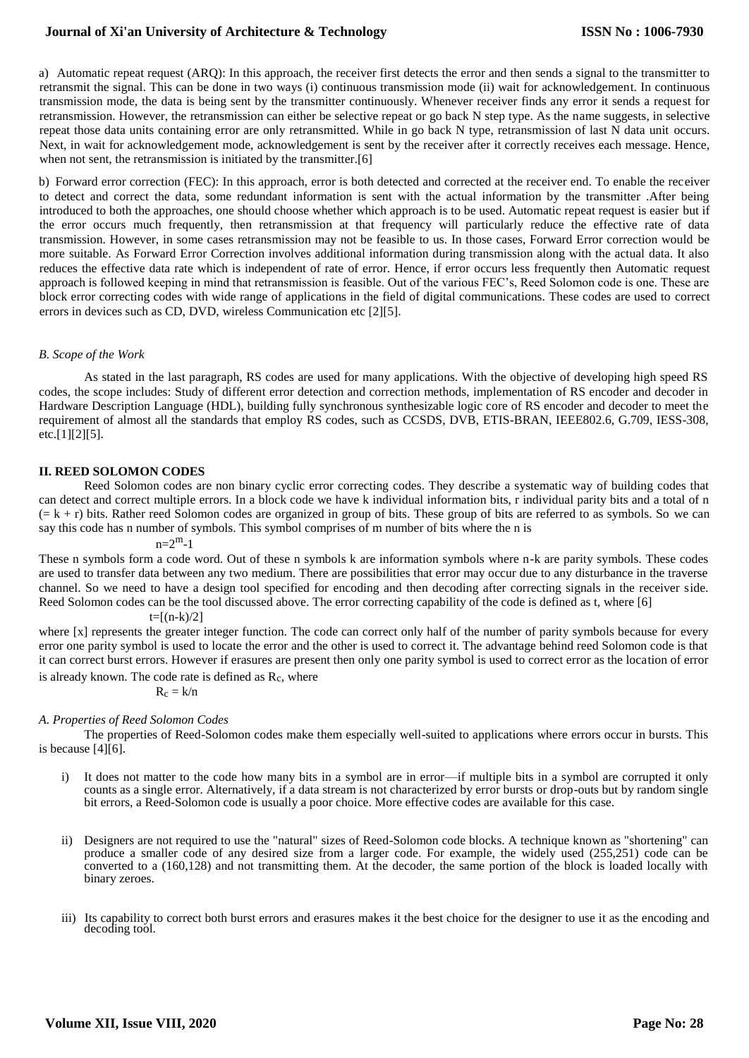a) Automatic repeat request (ARQ): In this approach, the receiver first detects the error and then sends a signal to the transmitter to retransmit the signal. This can be done in two ways (i) continuous transmission mode (ii) wait for acknowledgement. In continuous transmission mode, the data is being sent by the transmitter continuously. Whenever receiver finds any error it sends a request for retransmission. However, the retransmission can either be selective repeat or go back N step type. As the name suggests, in selective repeat those data units containing error are only retransmitted. While in go back N type, retransmission of last N data unit occurs. Next, in wait for acknowledgement mode, acknowledgement is sent by the receiver after it correctly receives each message. Hence, when not sent, the retransmission is initiated by the transmitter.[6]

b) Forward error correction (FEC): In this approach, error is both detected and corrected at the receiver end. To enable the receiver to detect and correct the data, some redundant information is sent with the actual information by the transmitter .After being introduced to both the approaches, one should choose whether which approach is to be used. Automatic repeat request is easier but if the error occurs much frequently, then retransmission at that frequency will particularly reduce the effective rate of data transmission. However, in some cases retransmission may not be feasible to us. In those cases, Forward Error correction would be more suitable. As Forward Error Correction involves additional information during transmission along with the actual data. It also reduces the effective data rate which is independent of rate of error. Hence, if error occurs less frequently then Automatic request approach is followed keeping in mind that retransmission is feasible. Out of the various FEC's, Reed Solomon code is one. These are block error correcting codes with wide range of applications in the field of digital communications. These codes are used to correct errors in devices such as CD, DVD, wireless Communication etc [2][5].

### *B. Scope of the Work*

As stated in the last paragraph, RS codes are used for many applications. With the objective of developing high speed RS codes, the scope includes: Study of different error detection and correction methods, implementation of RS encoder and decoder in Hardware Description Language (HDL), building fully synchronous synthesizable logic core of RS encoder and decoder to meet the requirement of almost all the standards that employ RS codes, such as CCSDS, DVB, ETIS-BRAN, IEEE802.6, G.709, IESS-308, etc.[1][2][5].

## II. REED SOLOMON CODES

Reed Solomon codes are non binary cyclic error correcting codes. They describe a systematic way of building codes that can detect and correct multiple errors. In a block code we have k individual information bits, r individual parity bits and a total of n (= k + r) bits. Rather reed Solomon codes are organized in group of bits. These group of bits are referred to as symbols. So we can say this code has n number of symbols. This symbol comprises of m number of bits where the n is

$$n=2^m-1$$

These n symbols form a code word. Out of these n symbols k are information symbols where n-k are parity symbols. These codes are used to transfer data between any two medium. There are possibilities that error may occur due to any disturbance in the traverse channel. So we need to have a design tool specified for encoding and then decoding after correcting signals in the receiver side. Reed Solomon codes can be the tool discussed above. The error correcting capability of the code is defined as t, where [6]

$$t=[(n-k)/2]$$

where [x] represents the greater integer function. The code can correct only half of the number of parity symbols because for every error one parity symbol is used to locate the error and the other is used to correct it. The advantage behind reed Solomon code is that it can correct burst errors. However if erasures are present then only one parity symbol is used to correct error as the location of error is already known. The code rate is defined as $R_c$, where

$$R_c = k/n$$

### *A. Properties of Reed Solomon Codes*

The properties of Reed-Solomon codes make them especially well-suited to applications where errors occur in bursts. This is because [4][6].

i) It does not matter to the code how many bits in a symbol are in error—if multiple bits in a symbol are corrupted it only counts as a single error. Alternatively, if a data stream is not characterized by error bursts or drop-outs but by random single bit errors, a Reed-Solomon code is usually a poor choice. More effective codes are available for this case.

ii) Designers are not required to use the "natural" sizes of Reed-Solomon code blocks. A technique known as "shortening" can produce a smaller code of any desired size from a larger code. For example, the widely used (255,251) code can be converted to a (160,128) and not transmitting them. At the decoder, the same portion of the block is loaded locally with binary zeroes.

iii) Its capability to correct both burst errors and erasures makes it the best choice for the designer to use it as the encoding and decoding tool.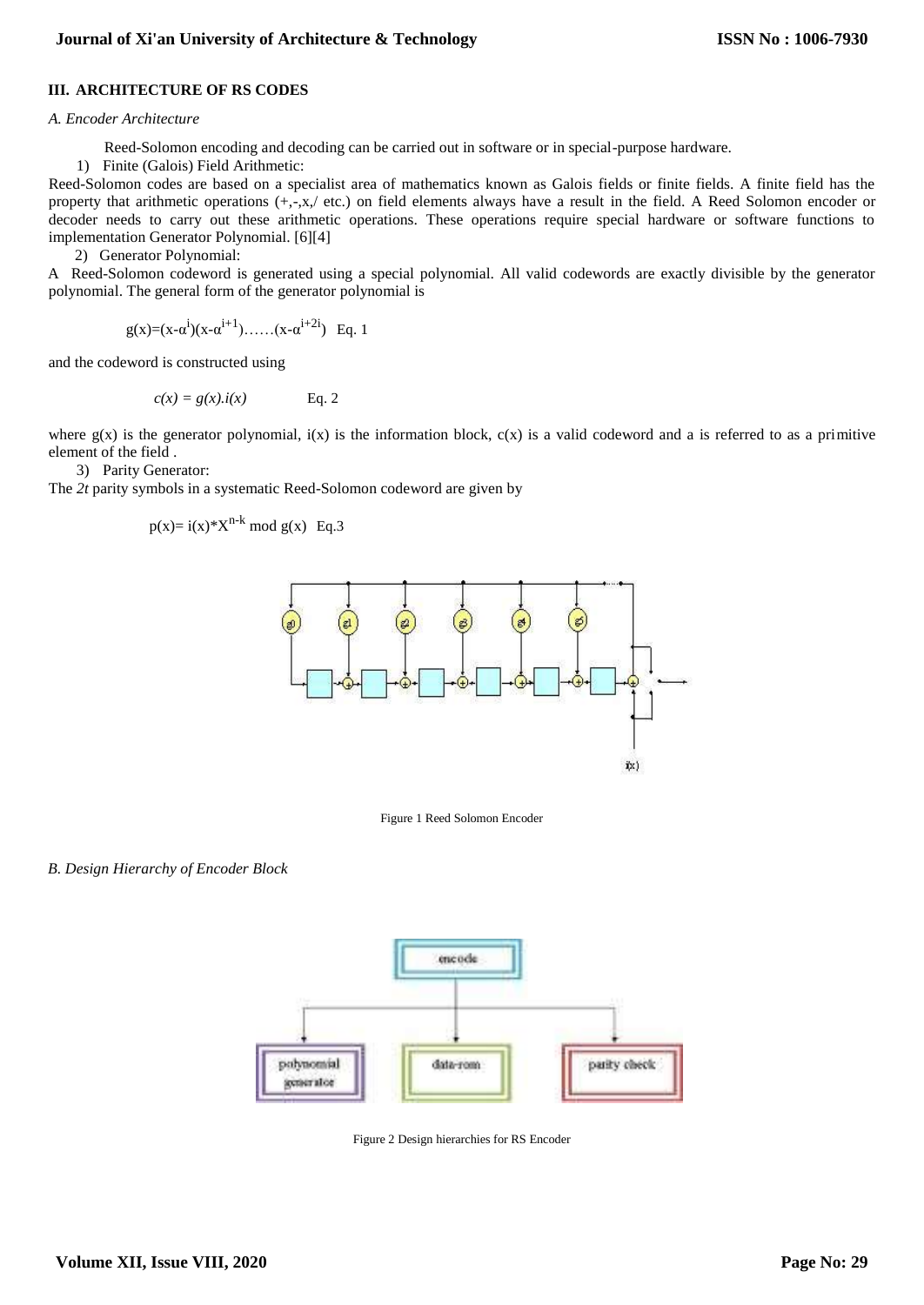## III. ARCHITECTURE OF RS CODES

### *A. Encoder Architecture*

Reed-Solomon encoding and decoding can be carried out in software or in special-purpose hardware.

1) Finite (Galois) Field Arithmetic:

Reed-Solomon codes are based on a specialist area of mathematics known as Galois fields or finite fields. A finite field has the property that arithmetic operations (+,-,x,/ etc.) on field elements always have a result in the field. A Reed Solomon encoder or decoder needs to carry out these arithmetic operations. These operations require special hardware or software functions to implementation Generator Polynomial. [6][4]

2) Generator Polynomial:

A Reed-Solomon codeword is generated using a special polynomial. All valid codewords are exactly divisible by the generator polynomial. The general form of the generator polynomial is

$$g(x)=(x-\alpha^{i})(x-\alpha^{i+1})\ldots\ldots(x-\alpha^{i+2i}) \quad \text{Eq. 1}$$

and the codeword is constructed using

$$c(x) = g(x).i(x) \quad \text{Eq. 2}$$

where $g(x)$ is the generator polynomial, $i(x)$ is the information block, $c(x)$ is a valid codeword and a is referred to as a primitive element of the field .

3) Parity Generator:

The *2t* parity symbols in a systematic Reed-Solomon codeword are given by

$$p(x)= i(x)*X^{n-k} \bmod g(x) \quad \text{Eq.3}$$

Figure 1 Reed Solomon Encoder

### *B. Design Hierarchy of Encoder Block*

Figure 2 Design hierarchies for RS Encoder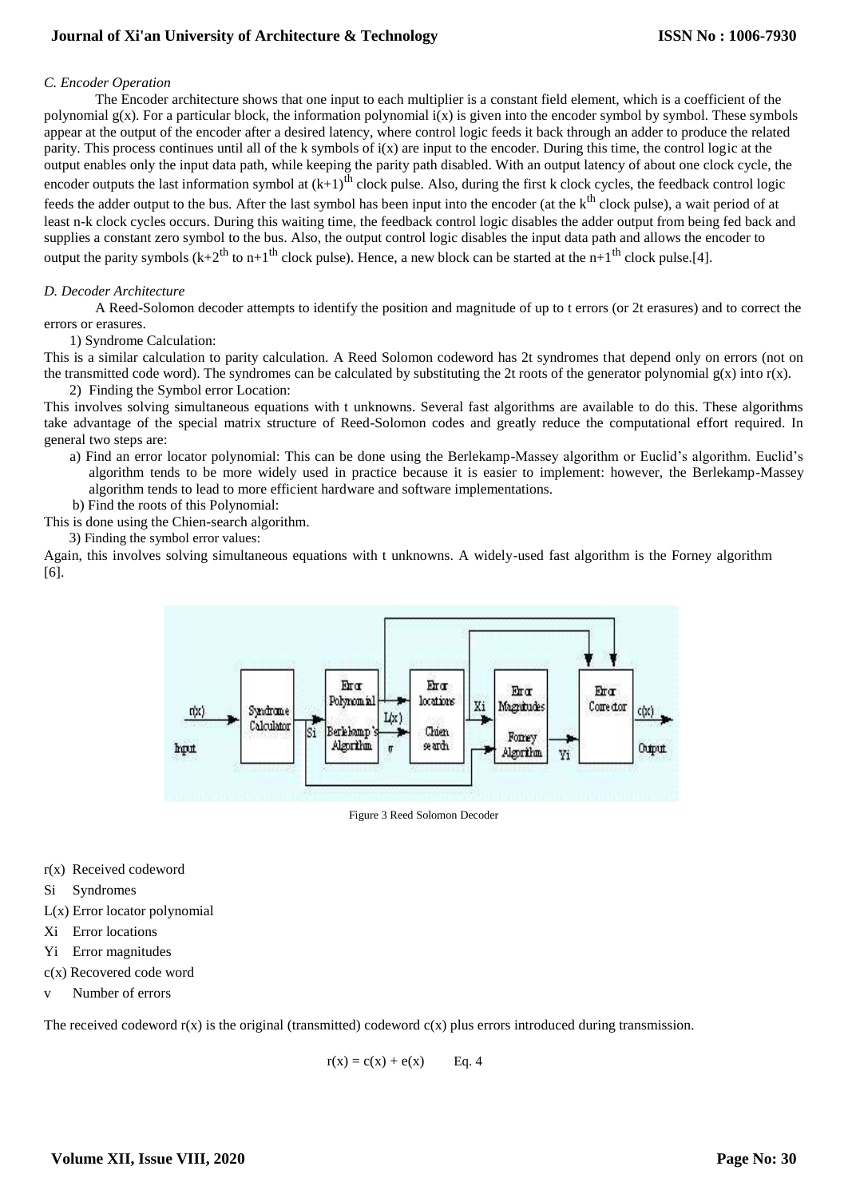*C. Encoder Operation*

The Encoder architecture shows that one input to each multiplier is a constant field element, which is a coefficient of the polynomial g(x). For a particular block, the information polynomial i(x) is given into the encoder symbol by symbol. These symbols appear at the output of the encoder after a desired latency, where control logic feeds it back through an adder to produce the related parity. This process continues until all of the k symbols of i(x) are input to the encoder. During this time, the control logic at the output enables only the input data path, while keeping the parity path disabled. With an output latency of about one clock cycle, the encoder outputs the last information symbol at $(k+1)^{th}$ clock pulse. Also, during the first k clock cycles, the feedback control logic feeds the adder output to the bus. After the last symbol has been input into the encoder (at the $k^{th}$ clock pulse), a wait period of at least n-k clock cycles occurs. During this waiting time, the feedback control logic disables the adder output from being fed back and supplies a constant zero symbol to the bus. Also, the output control logic disables the input data path and allows the encoder to output the parity symbols ($k+2^{th}$ to $n+1^{th}$ clock pulse). Hence, a new block can be started at the $n+1^{th}$ clock pulse.[4].

*D. Decoder Architecture*

A Reed-Solomon decoder attempts to identify the position and magnitude of up to t errors (or 2t erasures) and to correct the errors or erasures.

1) Syndrome Calculation:

This is a similar calculation to parity calculation. A Reed Solomon codeword has 2t syndromes that depend only on errors (not on the transmitted code word). The syndromes can be calculated by substituting the 2t roots of the generator polynomial g(x) into r(x).

2) Finding the Symbol error Location:

This involves solving simultaneous equations with t unknowns. Several fast algorithms are available to do this. These algorithms take advantage of the special matrix structure of Reed-Solomon codes and greatly reduce the computational effort required. In general two steps are:

a) Find an error locator polynomial: This can be done using the Berlekamp-Massey algorithm or Euclid's algorithm. Euclid's algorithm tends to be more widely used in practice because it is easier to implement: however, the Berlekamp-Massey algorithm tends to lead to more efficient hardware and software implementations.

b) Find the roots of this Polynomial:

This is done using the Chien-search algorithm.

3) Finding the symbol error values:

Again, this involves solving simultaneous equations with t unknowns. A widely-used fast algorithm is the Forney algorithm [6].

Figure 3 Reed Solomon Decoder

r(x) Received codeword

Si Syndromes

L(x) Error locator polynomial

Xi Error locations

Yi Error magnitudes

c(x) Recovered code word

v Number of errors

The received codeword r(x) is the original (transmitted) codeword c(x) plus errors introduced during transmission.

$$r(x) = c(x) + e(x) \qquad \text{Eq. 4}$$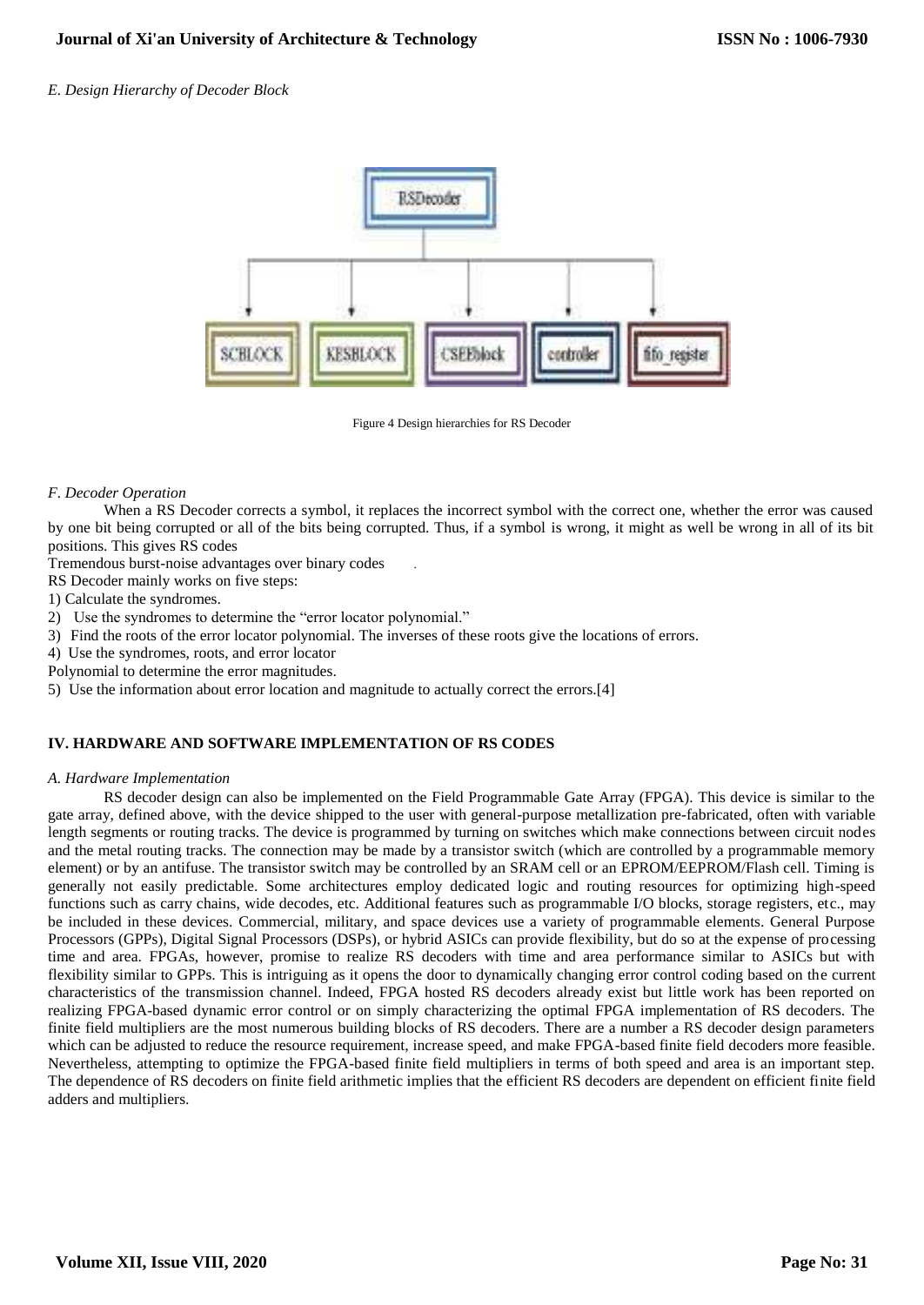*E. Design Hierarchy of Decoder Block*

Figure 4 Design hierarchies for RS Decoder

*F. Decoder Operation*

When a RS Decoder corrects a symbol, it replaces the incorrect symbol with the correct one, whether the error was caused by one bit being corrupted or all of the bits being corrupted. Thus, if a symbol is wrong, it might as well be wrong in all of its bit positions. This gives RS codes

Tremendous burst-noise advantages over binary codes .

RS Decoder mainly works on five steps:

1) Calculate the syndromes.
2) Use the syndromes to determine the "error locator polynomial."
3) Find the roots of the error locator polynomial. The inverses of these roots give the locations of errors.
4) Use the syndromes, roots, and error locator
Polynomial to determine the error magnitudes.
5) Use the information about error location and magnitude to actually correct the errors.[4]

## IV. HARDWARE AND SOFTWARE IMPLEMENTATION OF RS CODES

*A. Hardware Implementation*

RS decoder design can also be implemented on the Field Programmable Gate Array (FPGA). This device is similar to the gate array, defined above, with the device shipped to the user with general-purpose metallization pre-fabricated, often with variable length segments or routing tracks. The device is programmed by turning on switches which make connections between circuit nodes and the metal routing tracks. The connection may be made by a transistor switch (which are controlled by a programmable memory element) or by an antifuse. The transistor switch may be controlled by an SRAM cell or an EPROM/EEPROM/Flash cell. Timing is generally not easily predictable. Some architectures employ dedicated logic and routing resources for optimizing high-speed functions such as carry chains, wide decodes, etc. Additional features such as programmable I/O blocks, storage registers, etc., may be included in these devices. Commercial, military, and space devices use a variety of programmable elements. General Purpose Processors (GPPs), Digital Signal Processors (DSPs), or hybrid ASICs can provide flexibility, but do so at the expense of processing time and area. FPGAs, however, promise to realize RS decoders with time and area performance similar to ASICs but with flexibility similar to GPPs. This is intriguing as it opens the door to dynamically changing error control coding based on the current characteristics of the transmission channel. Indeed, FPGA hosted RS decoders already exist but little work has been reported on realizing FPGA-based dynamic error control or on simply characterizing the optimal FPGA implementation of RS decoders. The finite field multipliers are the most numerous building blocks of RS decoders. There are a number a RS decoder design parameters which can be adjusted to reduce the resource requirement, increase speed, and make FPGA-based finite field decoders more feasible. Nevertheless, attempting to optimize the FPGA-based finite field multipliers in terms of both speed and area is an important step. The dependence of RS decoders on finite field arithmetic implies that the efficient RS decoders are dependent on efficient finite field adders and multipliers.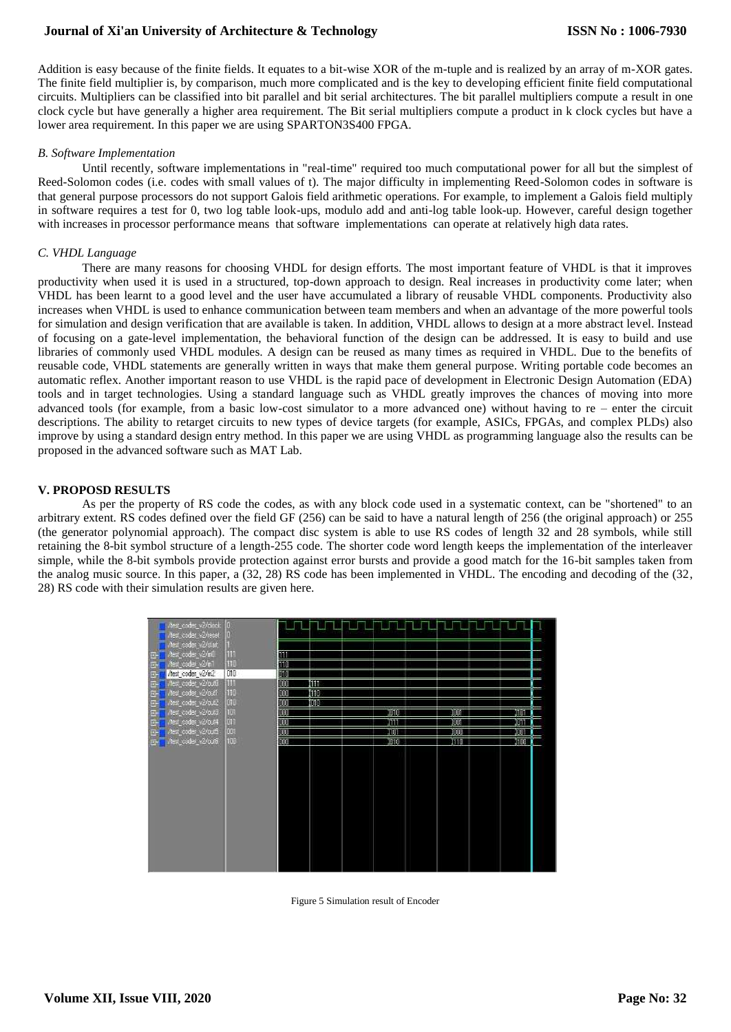Addition is easy because of the finite fields. It equates to a bit-wise XOR of the m-tuple and is realized by an array of m-XOR gates. The finite field multiplier is, by comparison, much more complicated and is the key to developing efficient finite field computational circuits. Multipliers can be classified into bit parallel and bit serial architectures. The bit parallel multipliers compute a result in one clock cycle but have generally a higher area requirement. The Bit serial multipliers compute a product in k clock cycles but have a lower area requirement. In this paper we are using SPARTON3S400 FPGA.

### *B. Software Implementation*

Until recently, software implementations in "real-time" required too much computational power for all but the simplest of Reed-Solomon codes (i.e. codes with small values of t). The major difficulty in implementing Reed-Solomon codes in software is that general purpose processors do not support Galois field arithmetic operations. For example, to implement a Galois field multiply in software requires a test for 0, two log table look-ups, modulo add and anti-log table look-up. However, careful design together with increases in processor performance means that software implementations can operate at relatively high data rates.

### *C. VHDL Language*

There are many reasons for choosing VHDL for design efforts. The most important feature of VHDL is that it improves productivity when used it is used in a structured, top-down approach to design. Real increases in productivity come later; when VHDL has been learnt to a good level and the user have accumulated a library of reusable VHDL components. Productivity also increases when VHDL is used to enhance communication between team members and when an advantage of the more powerful tools for simulation and design verification that are available is taken. In addition, VHDL allows to design at a more abstract level. Instead of focusing on a gate-level implementation, the behavioral function of the design can be addressed. It is easy to build and use libraries of commonly used VHDL modules. A design can be reused as many times as required in VHDL. Due to the benefits of reusable code, VHDL statements are generally written in ways that make them general purpose. Writing portable code becomes an automatic reflex. Another important reason to use VHDL is the rapid pace of development in Electronic Design Automation (EDA) tools and in target technologies. Using a standard language such as VHDL greatly improves the chances of moving into more advanced tools (for example, from a basic low-cost simulator to a more advanced one) without having to re – enter the circuit descriptions. The ability to retarget circuits to new types of device targets (for example, ASICs, FPGAs, and complex PLDs) also improve by using a standard design entry method. In this paper we are using VHDL as programming language also the results can be proposed in the advanced software such as MAT Lab.

## V. PROPOSD RESULTS

As per the property of RS code the codes, as with any block code used in a systematic context, can be "shortened" to an arbitrary extent. RS codes defined over the field GF (256) can be said to have a natural length of 256 (the original approach) or 255 (the generator polynomial approach). The compact disc system is able to use RS codes of length 32 and 28 symbols, while still retaining the 8-bit symbol structure of a length-255 code. The shorter code word length keeps the implementation of the interleaver simple, while the 8-bit symbols provide protection against error bursts and provide a good match for the 16-bit samples taken from the analog music source. In this paper, a (32, 28) RS code has been implemented in VHDL. The encoding and decoding of the (32, 28) RS code with their simulation results are given here.

Figure 5 Simulation result of Encoder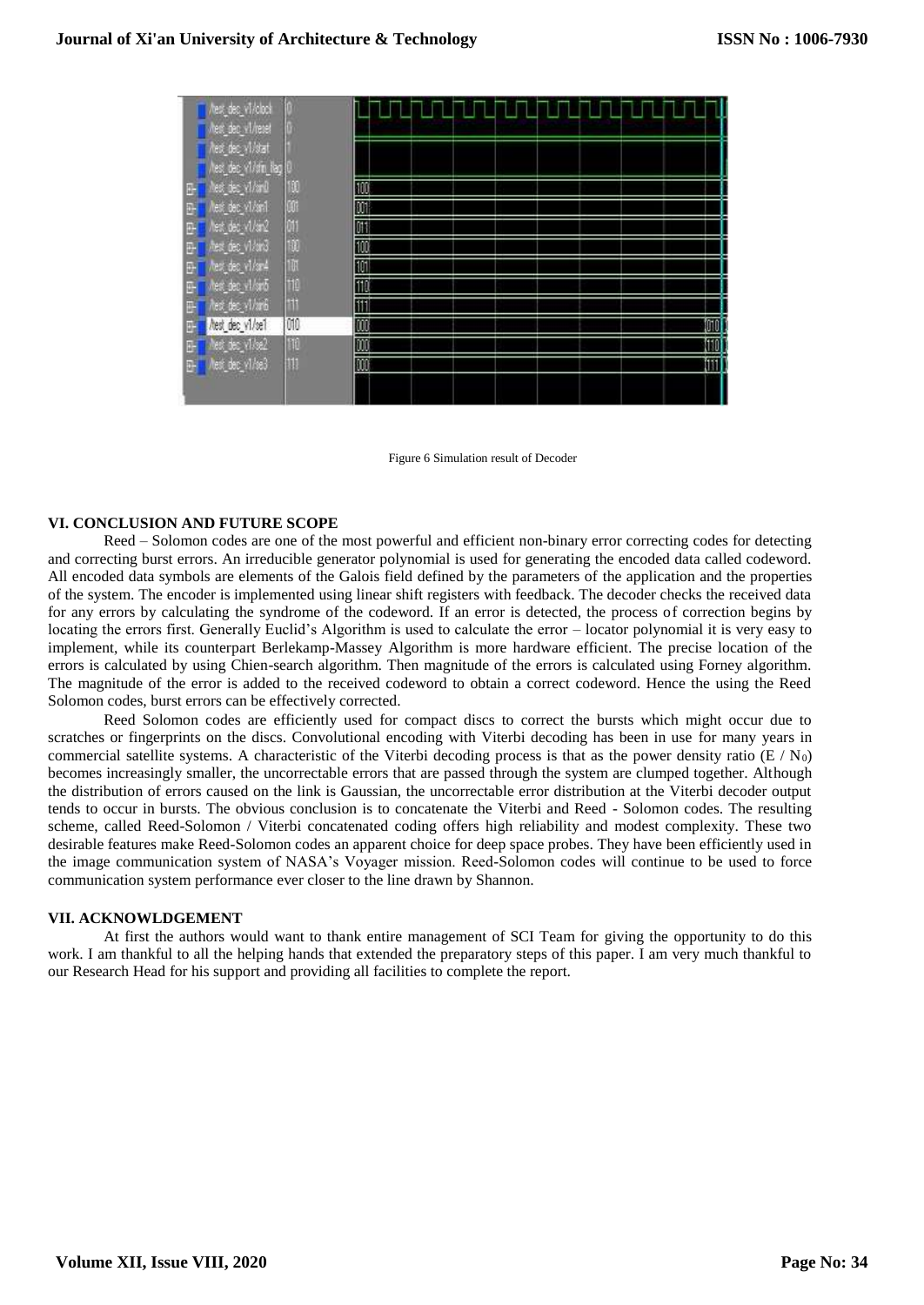Figure 6 Simulation result of Decoder

### VI. CONCLUSION AND FUTURE SCOPE

Reed – Solomon codes are one of the most powerful and efficient non-binary error correcting codes for detecting and correcting burst errors. An irreducible generator polynomial is used for generating the encoded data called codeword. All encoded data symbols are elements of the Galois field defined by the parameters of the application and the properties of the system. The encoder is implemented using linear shift registers with feedback. The decoder checks the received data for any errors by calculating the syndrome of the codeword. If an error is detected, the process of correction begins by locating the errors first. Generally Euclid's Algorithm is used to calculate the error – locator polynomial it is very easy to implement, while its counterpart Berlekamp-Massey Algorithm is more hardware efficient. The precise location of the errors is calculated by using Chien-search algorithm. Then magnitude of the errors is calculated using Forney algorithm. The magnitude of the error is added to the received codeword to obtain a correct codeword. Hence the using the Reed Solomon codes, burst errors can be effectively corrected.

Reed Solomon codes are efficiently used for compact discs to correct the bursts which might occur due to scratches or fingerprints on the discs. Convolutional encoding with Viterbi decoding has been in use for many years in commercial satellite systems. A characteristic of the Viterbi decoding process is that as the power density ratio ($E$ / $N_0$) becomes increasingly smaller, the uncorrectable errors that are passed through the system are clumped together. Although the distribution of errors caused on the link is Gaussian, the uncorrectable error distribution at the Viterbi decoder output tends to occur in bursts. The obvious conclusion is to concatenate the Viterbi and Reed - Solomon codes. The resulting scheme, called Reed-Solomon / Viterbi concatenated coding offers high reliability and modest complexity. These two desirable features make Reed-Solomon codes an apparent choice for deep space probes. They have been efficiently used in the image communication system of NASA's Voyager mission. Reed-Solomon codes will continue to be used to force communication system performance ever closer to the line drawn by Shannon.

### VII. ACKNOWLDGEMENT

At first the authors would want to thank entire management of SCI Team for giving the opportunity to do this work. I am thankful to all the helping hands that extended the preparatory steps of this paper. I am very much thankful to our Research Head for his support and providing all facilities to complete the report.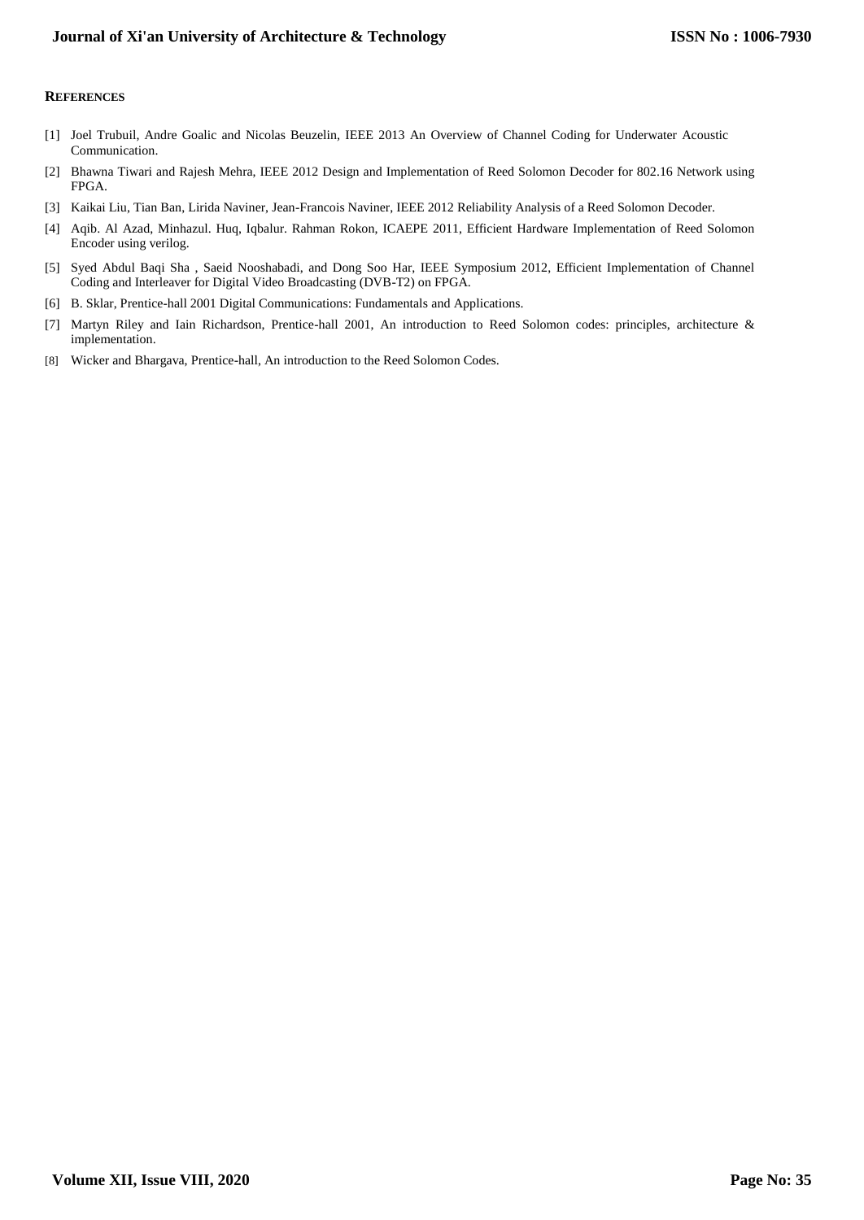## REFERENCES

[1] Joel Trubuil, Andre Goalic and Nicolas Beuzelin, IEEE 2013 An Overview of Channel Coding for Underwater Acoustic Communication.

[2] Bhawna Tiwari and Rajesh Mehra, IEEE 2012 Design and Implementation of Reed Solomon Decoder for 802.16 Network using FPGA.

[3] Kaikai Liu, Tian Ban, Lirida Naviner, Jean-Francois Naviner, IEEE 2012 Reliability Analysis of a Reed Solomon Decoder.

[4] Aqib. Al Azad, Minhazul. Huq, Iqbalur. Rahman Rokon, ICAEPE 2011, Efficient Hardware Implementation of Reed Solomon Encoder using verilog.

[5] Syed Abdul Baqi Sha , Saeid Nooshabadi, and Dong Soo Har, IEEE Symposium 2012, Efficient Implementation of Channel Coding and Interleaver for Digital Video Broadcasting (DVB-T2) on FPGA.

[6] B. Sklar, Prentice-hall 2001 Digital Communications: Fundamentals and Applications.

[7] Martyn Riley and Iain Richardson, Prentice-hall 2001, An introduction to Reed Solomon codes: principles, architecture & implementation.

[8] Wicker and Bhargava, Prentice-hall, An introduction to the Reed Solomon Codes.